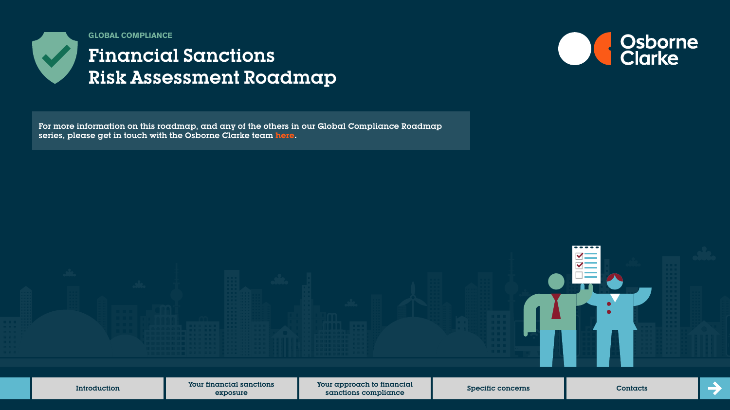GLOBAL COMPLIANCE

# Financial Sanctions Risk Assessment Roadmap

Osborne Clarke

For more information on this roadmap, and any of the others in our Global Compliance Roadmap series, please get in touch with the Osborne Clarke team here.

Introduction | Your financial sanctions exposure | Your approach to financial sanctions compliance | Specific concerns | Contacts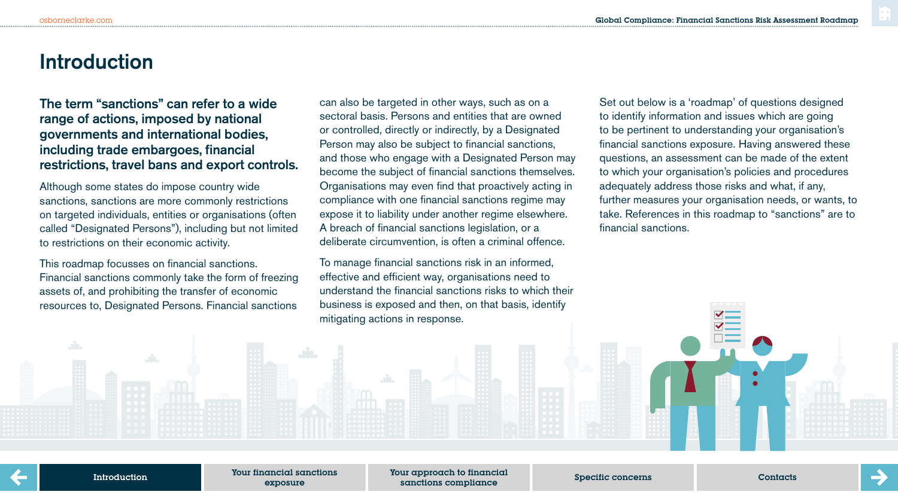# Introduction

**The term "sanctions" can refer to a wide range of actions, imposed by national governments and international bodies, including trade embargoes, financial restrictions, travel bans and export controls.**

Although some states do impose country wide sanctions, sanctions are more commonly restrictions on targeted individuals, entities or organisations (often called "Designated Persons"), including but not limited to restrictions on their economic activity.

This roadmap focusses on financial sanctions. Financial sanctions commonly take the form of freezing assets of, and prohibiting the transfer of economic resources to, Designated Persons. Financial sanctions can also be targeted in other ways, such as on a sectoral basis. Persons and entities that are owned or controlled, directly or indirectly, by a Designated Person may also be subject to financial sanctions, and those who engage with a Designated Person may become the subject of financial sanctions themselves. Organisations may even find that proactively acting in compliance with one financial sanctions regime may expose it to liability under another regime elsewhere. A breach of financial sanctions legislation, or a deliberate circumvention, is often a criminal offence.

To manage financial sanctions risk in an informed, effective and efficient way, organisations need to understand the financial sanctions risks to which their business is exposed and then, on that basis, identify mitigating actions in response.

Set out below is a 'roadmap' of questions designed to identify information and issues which are going to be pertinent to understanding your organisation's financial sanctions exposure. Having answered these questions, an assessment can be made of the extent to which your organisation's policies and procedures adequately address those risks and what, if any, further measures your organisation needs, or wants, to take. References in this roadmap to "sanctions" are to financial sanctions.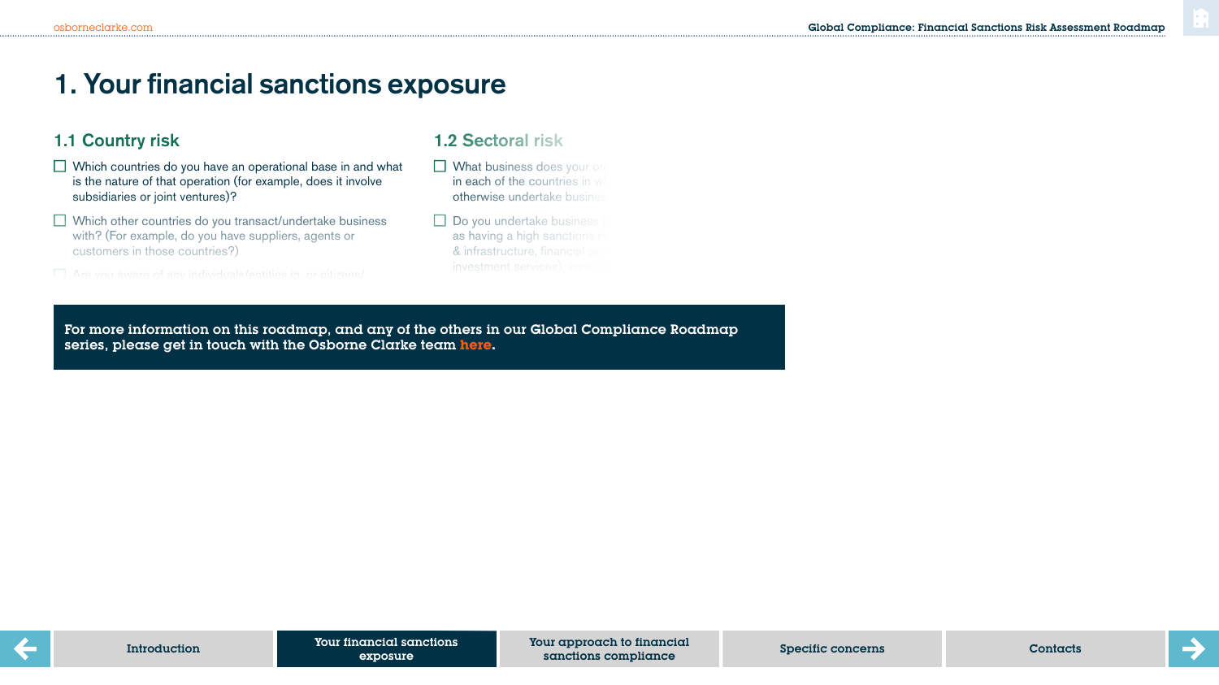# 1. Your financial sanctions exposure

## 1.1 Country risk

- [ ] Which countries do you have an operational base in and what is the nature of that operation (for example, does it involve subsidiaries or joint ventures)?
- [ ] Which other countries do you transact/undertake business with? (For example, do you have suppliers, agents or customers in those countries?)
- [ ] Are you aware of any individuals/entities in, or citizens/

## 1.2 Sectoral risk

- [ ] What business does your or in each of the countries in wh otherwise undertake busines
- [ ] Do you undertake business i as having a high sanctions ri & infrastructure, financial ser investment services), timber

**For more information on this roadmap, and any of the others in our Global Compliance Roadmap series, please get in touch with the Osborne Clarke team here.**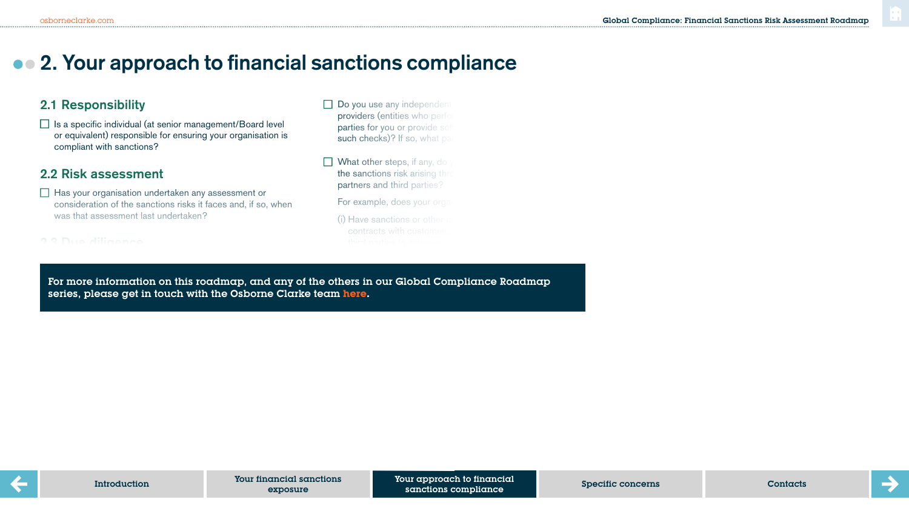# 2. Your approach to financial sanctions compliance

## 2.1 Responsibility

- ☐ Is a specific individual (at senior management/Board level or equivalent) responsible for ensuring your organisation is compliant with sanctions?

## 2.2 Risk assessment

- ☐ Has your organisation undertaken any assessment or consideration of the sanctions risks it faces and, if so, when was that assessment last undertaken?

2.3 Due diligence

- ☐ Do you use any independent providers (entities who perfo parties for you or provide sof such checks)? If so, what pa

- ☐ What other steps, if any, do y the sanctions risk arising thr partners and third parties?

  For example, does your orga

  (i) Have sanctions or other contracts with customers third parties

**For more information on this roadmap, and any of the others in our Global Compliance Roadmap series, please get in touch with the Osborne Clarke team here.**

Introduction | Your financial sanctions exposure | Your approach to financial sanctions compliance | Specific concerns | Contacts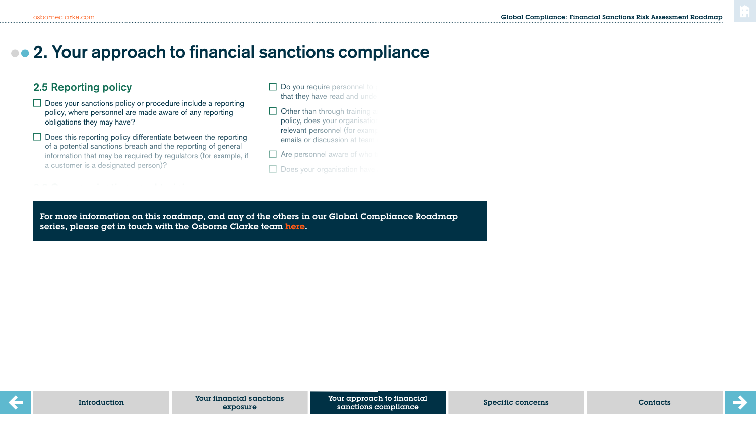# 2. Your approach to financial sanctions compliance

## 2.5 Reporting policy

- ☐ Does your sanctions policy or procedure include a reporting policy, where personnel are made aware of any reporting obligations they may have?
- ☐ Does this reporting policy differentiate between the reporting of a potential sanctions breach and the reporting of general information that may be required by regulators (for example, if a customer is a designated person)?
- ☐ Do you require personnel to … that they have read and unde…
- ☐ Other than through training … policy, does your organisatio… relevant personnel (for examp… emails or discussion at team…
- ☐ Are personnel aware of who …
- ☐ Does your organisation hav…

**For more information on this roadmap, and any of the others in our Global Compliance Roadmap series, please get in touch with the Osborne Clarke team here.**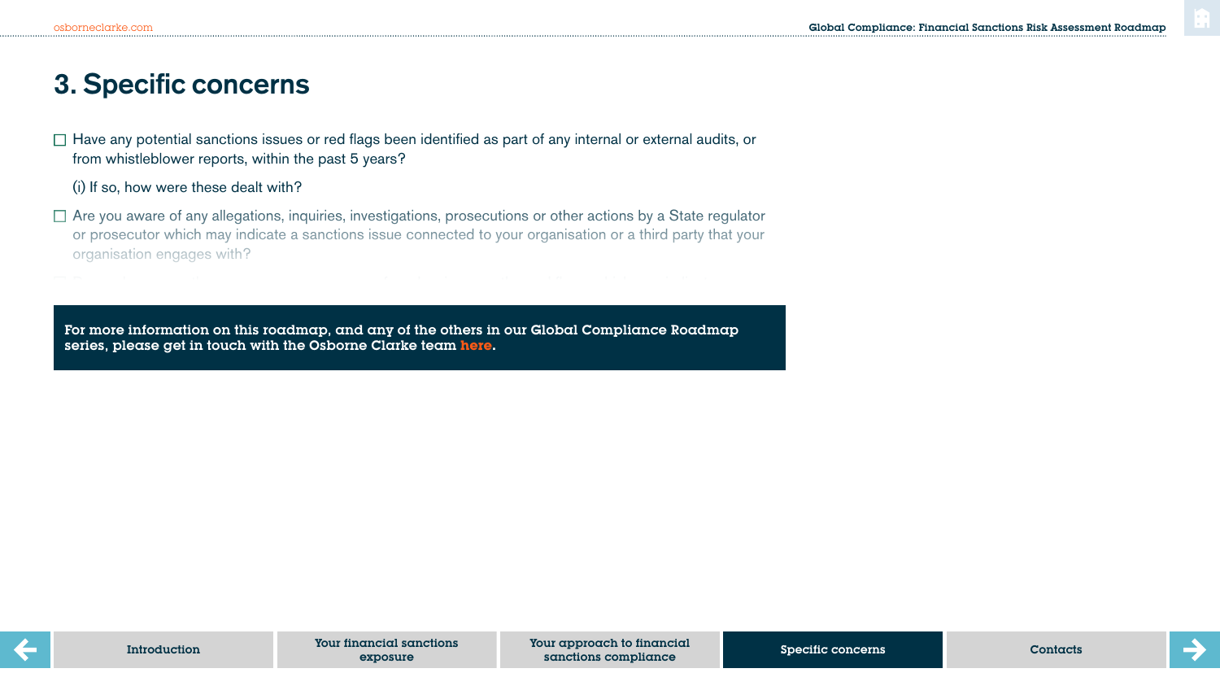# 3. Specific concerns

- ☐ Have any potential sanctions issues or red flags been identified as part of any internal or external audits, or from whistleblower reports, within the past 5 years?

  (i) If so, how were these dealt with?

- ☐ Are you aware of any allegations, inquiries, investigations, prosecutions or other actions by a State regulator or prosecutor which may indicate a sanctions issue connected to your organisation or a third party that your organisation engages with?

**For more information on this roadmap, and any of the others in our Global Compliance Roadmap series, please get in touch with the Osborne Clarke team here.**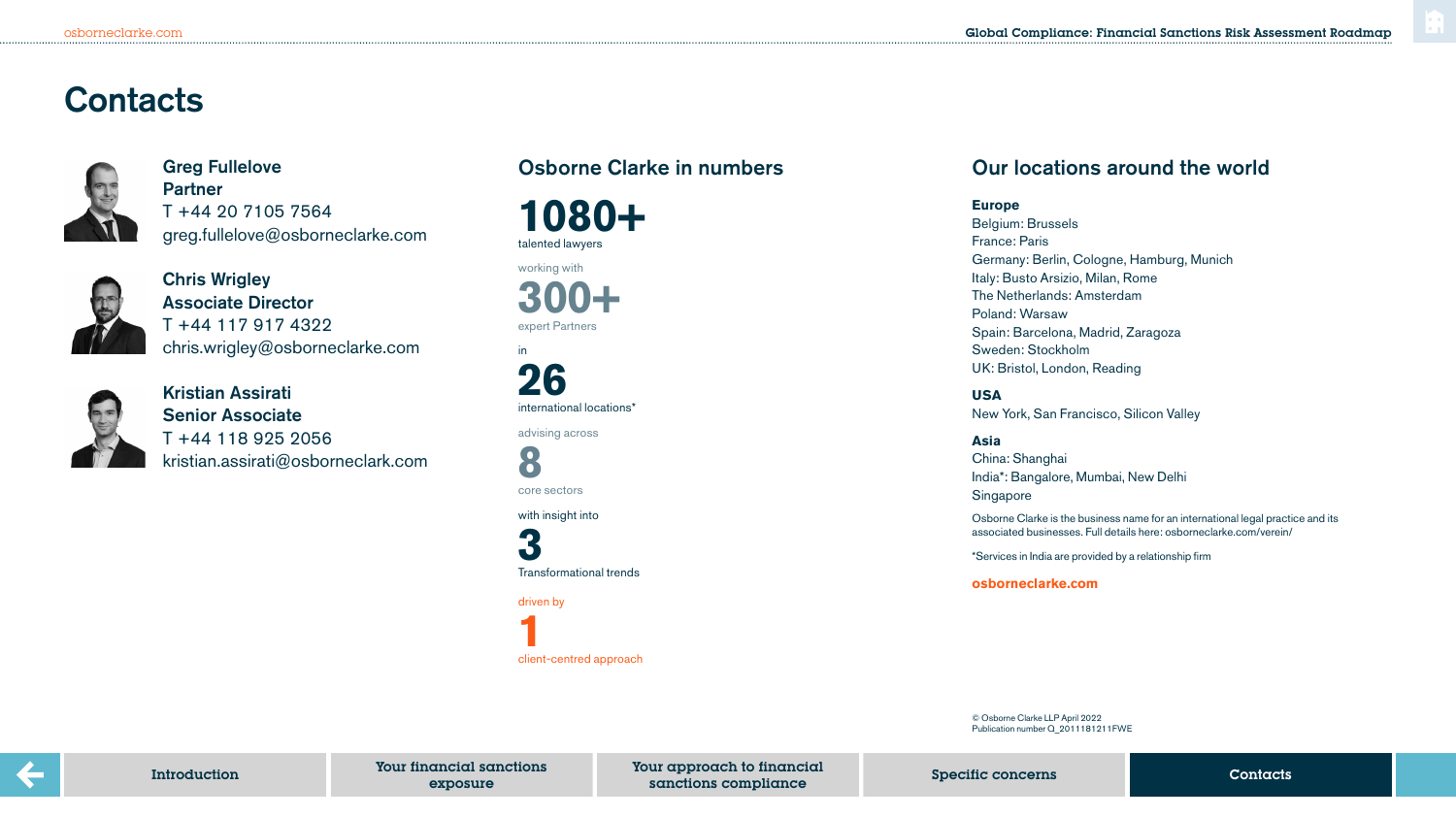# Contacts

**Greg Fullelove**
**Partner**
T +44 20 7105 7564
greg.fullelove@osborneclarke.com

**Chris Wrigley**
**Associate Director**
T +44 117 917 4322
chris.wrigley@osborneclarke.com

**Kristian Assirati**
**Senior Associate**
T +44 118 925 2056
kristian.assirati@osborneclark.com

## Osborne Clarke in numbers

**1080+**
talented lawyers

working with

**300+**
expert Partners

in

**26**
international locations*

advising across

**8**
core sectors

with insight into

**3**
Transformational trends

driven by

**1**
client-centred approach

## Our locations around the world

**Europe**
Belgium: Brussels
France: Paris
Germany: Berlin, Cologne, Hamburg, Munich
Italy: Busto Arsizio, Milan, Rome
The Netherlands: Amsterdam
Poland: Warsaw
Spain: Barcelona, Madrid, Zaragoza
Sweden: Stockholm
UK: Bristol, London, Reading

**USA**
New York, San Francisco, Silicon Valley

**Asia**
China: Shanghai
India*: Bangalore, Mumbai, New Delhi
Singapore

Osborne Clarke is the business name for an international legal practice and its associated businesses. Full details here: osborneclarke.com/verein/

*Services in India are provided by a relationship firm

**osborneclarke.com**

© Osborne Clarke LLP April 2022
Publication number Q_2011181211FWE